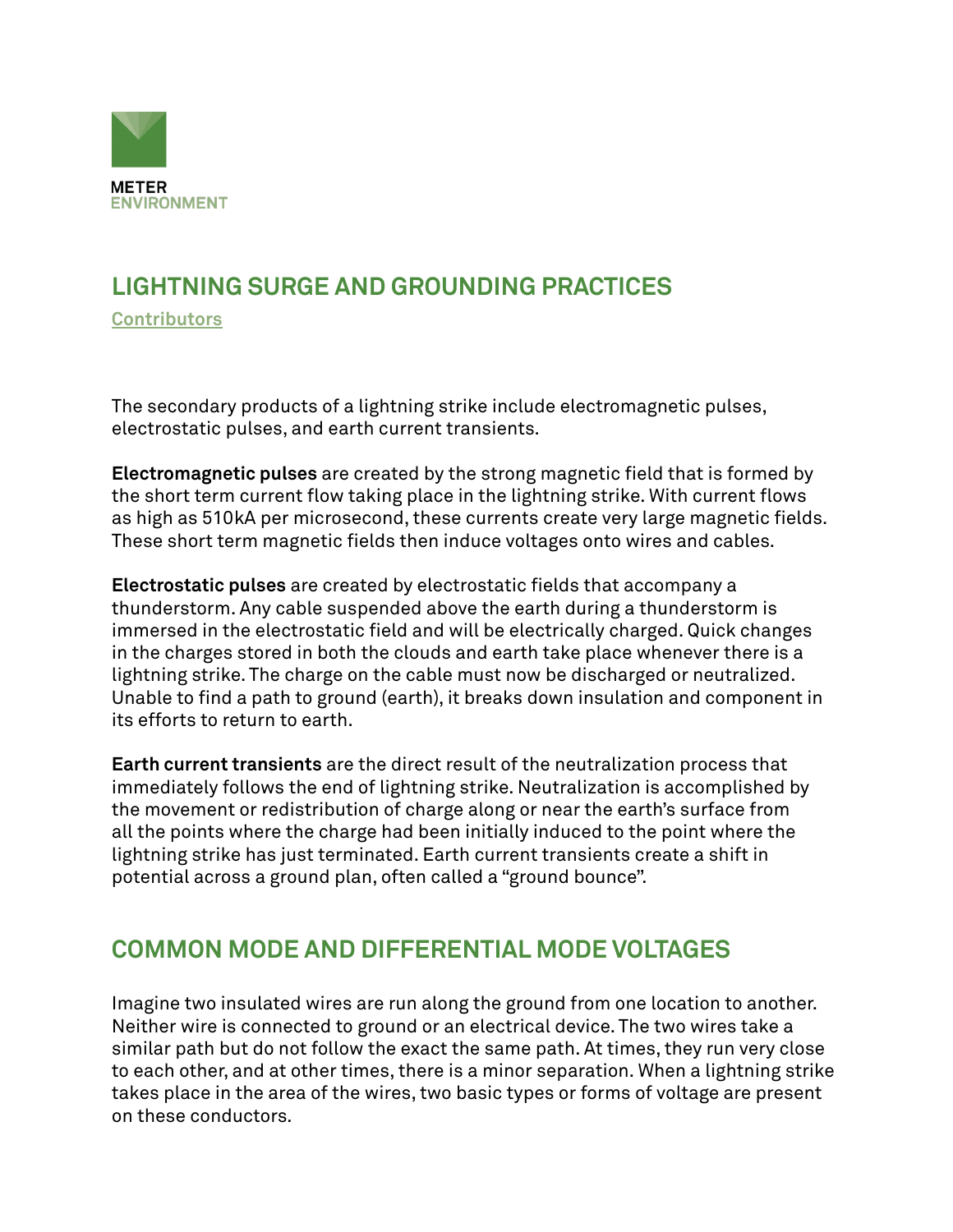METER
ENVIRONMENT

# LIGHTNING SURGE AND GROUNDING PRACTICES

Contributors

The secondary products of a lightning strike include electromagnetic pulses, electrostatic pulses, and earth current transients.

**Electromagnetic pulses** are created by the strong magnetic field that is formed by the short term current flow taking place in the lightning strike. With current flows as high as 510kA per microsecond, these currents create very large magnetic fields. These short term magnetic fields then induce voltages onto wires and cables.

**Electrostatic pulses** are created by electrostatic fields that accompany a thunderstorm. Any cable suspended above the earth during a thunderstorm is immersed in the electrostatic field and will be electrically charged. Quick changes in the charges stored in both the clouds and earth take place whenever there is a lightning strike. The charge on the cable must now be discharged or neutralized. Unable to find a path to ground (earth), it breaks down insulation and component in its efforts to return to earth.

**Earth current transients** are the direct result of the neutralization process that immediately follows the end of lightning strike. Neutralization is accomplished by the movement or redistribution of charge along or near the earth's surface from all the points where the charge had been initially induced to the point where the lightning strike has just terminated. Earth current transients create a shift in potential across a ground plan, often called a "ground bounce".

## COMMON MODE AND DIFFERENTIAL MODE VOLTAGES

Imagine two insulated wires are run along the ground from one location to another. Neither wire is connected to ground or an electrical device. The two wires take a similar path but do not follow the exact the same path. At times, they run very close to each other, and at other times, there is a minor separation. When a lightning strike takes place in the area of the wires, two basic types or forms of voltage are present on these conductors.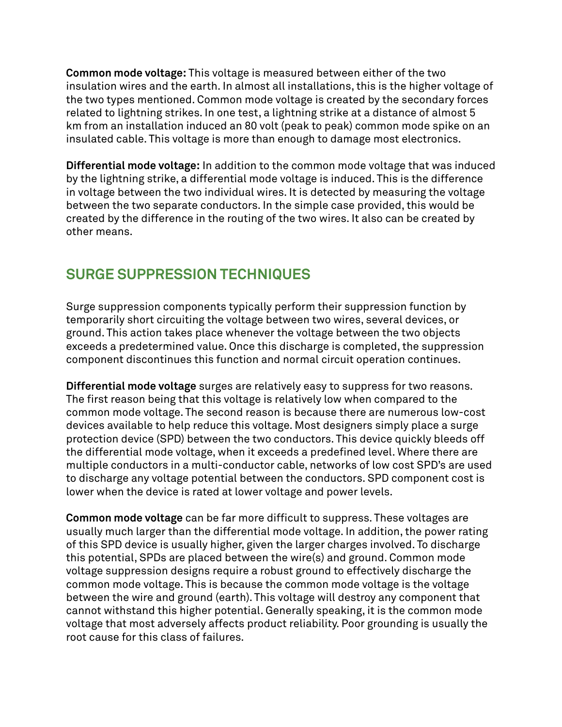**Common mode voltage:** This voltage is measured between either of the two insulation wires and the earth. In almost all installations, this is the higher voltage of the two types mentioned. Common mode voltage is created by the secondary forces related to lightning strikes. In one test, a lightning strike at a distance of almost 5 km from an installation induced an 80 volt (peak to peak) common mode spike on an insulated cable. This voltage is more than enough to damage most electronics.

**Differential mode voltage:** In addition to the common mode voltage that was induced by the lightning strike, a differential mode voltage is induced. This is the difference in voltage between the two individual wires. It is detected by measuring the voltage between the two separate conductors. In the simple case provided, this would be created by the difference in the routing of the two wires. It also can be created by other means.

## SURGE SUPPRESSION TECHNIQUES

Surge suppression components typically perform their suppression function by temporarily short circuiting the voltage between two wires, several devices, or ground. This action takes place whenever the voltage between the two objects exceeds a predetermined value. Once this discharge is completed, the suppression component discontinues this function and normal circuit operation continues.

**Differential mode voltage** surges are relatively easy to suppress for two reasons. The first reason being that this voltage is relatively low when compared to the common mode voltage. The second reason is because there are numerous low-cost devices available to help reduce this voltage. Most designers simply place a surge protection device (SPD) between the two conductors. This device quickly bleeds off the differential mode voltage, when it exceeds a predefined level. Where there are multiple conductors in a multi-conductor cable, networks of low cost SPD's are used to discharge any voltage potential between the conductors. SPD component cost is lower when the device is rated at lower voltage and power levels.

**Common mode voltage** can be far more difficult to suppress. These voltages are usually much larger than the differential mode voltage. In addition, the power rating of this SPD device is usually higher, given the larger charges involved. To discharge this potential, SPDs are placed between the wire(s) and ground. Common mode voltage suppression designs require a robust ground to effectively discharge the common mode voltage. This is because the common mode voltage is the voltage between the wire and ground (earth). This voltage will destroy any component that cannot withstand this higher potential. Generally speaking, it is the common mode voltage that most adversely affects product reliability. Poor grounding is usually the root cause for this class of failures.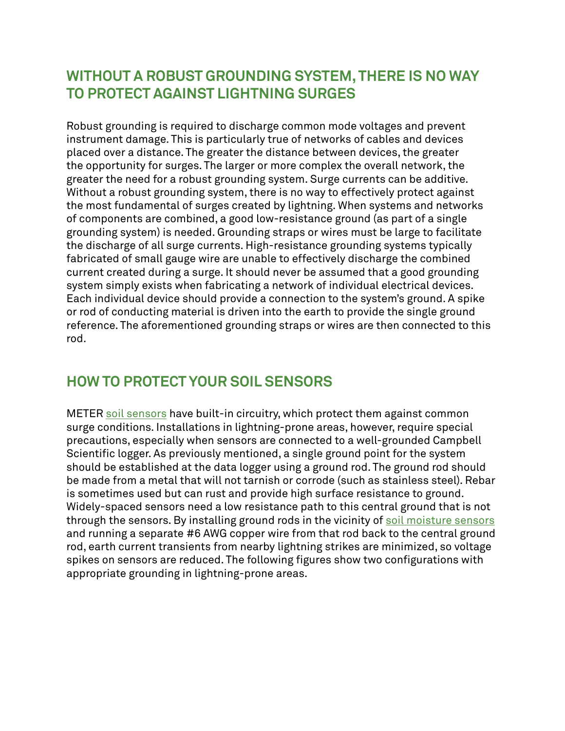## WITHOUT A ROBUST GROUNDING SYSTEM, THERE IS NO WAY TO PROTECT AGAINST LIGHTNING SURGES

Robust grounding is required to discharge common mode voltages and prevent instrument damage. This is particularly true of networks of cables and devices placed over a distance. The greater the distance between devices, the greater the opportunity for surges. The larger or more complex the overall network, the greater the need for a robust grounding system. Surge currents can be additive. Without a robust grounding system, there is no way to effectively protect against the most fundamental of surges created by lightning. When systems and networks of components are combined, a good low-resistance ground (as part of a single grounding system) is needed. Grounding straps or wires must be large to facilitate the discharge of all surge currents. High-resistance grounding systems typically fabricated of small gauge wire are unable to effectively discharge the combined current created during a surge. It should never be assumed that a good grounding system simply exists when fabricating a network of individual electrical devices. Each individual device should provide a connection to the system's ground. A spike or rod of conducting material is driven into the earth to provide the single ground reference. The aforementioned grounding straps or wires are then connected to this rod.

## HOW TO PROTECT YOUR SOIL SENSORS

METER soil sensors have built-in circuitry, which protect them against common surge conditions. Installations in lightning-prone areas, however, require special precautions, especially when sensors are connected to a well-grounded Campbell Scientific logger. As previously mentioned, a single ground point for the system should be established at the data logger using a ground rod. The ground rod should be made from a metal that will not tarnish or corrode (such as stainless steel). Rebar is sometimes used but can rust and provide high surface resistance to ground. Widely-spaced sensors need a low resistance path to this central ground that is not through the sensors. By installing ground rods in the vicinity of soil moisture sensors and running a separate #6 AWG copper wire from that rod back to the central ground rod, earth current transients from nearby lightning strikes are minimized, so voltage spikes on sensors are reduced. The following figures show two configurations with appropriate grounding in lightning-prone areas.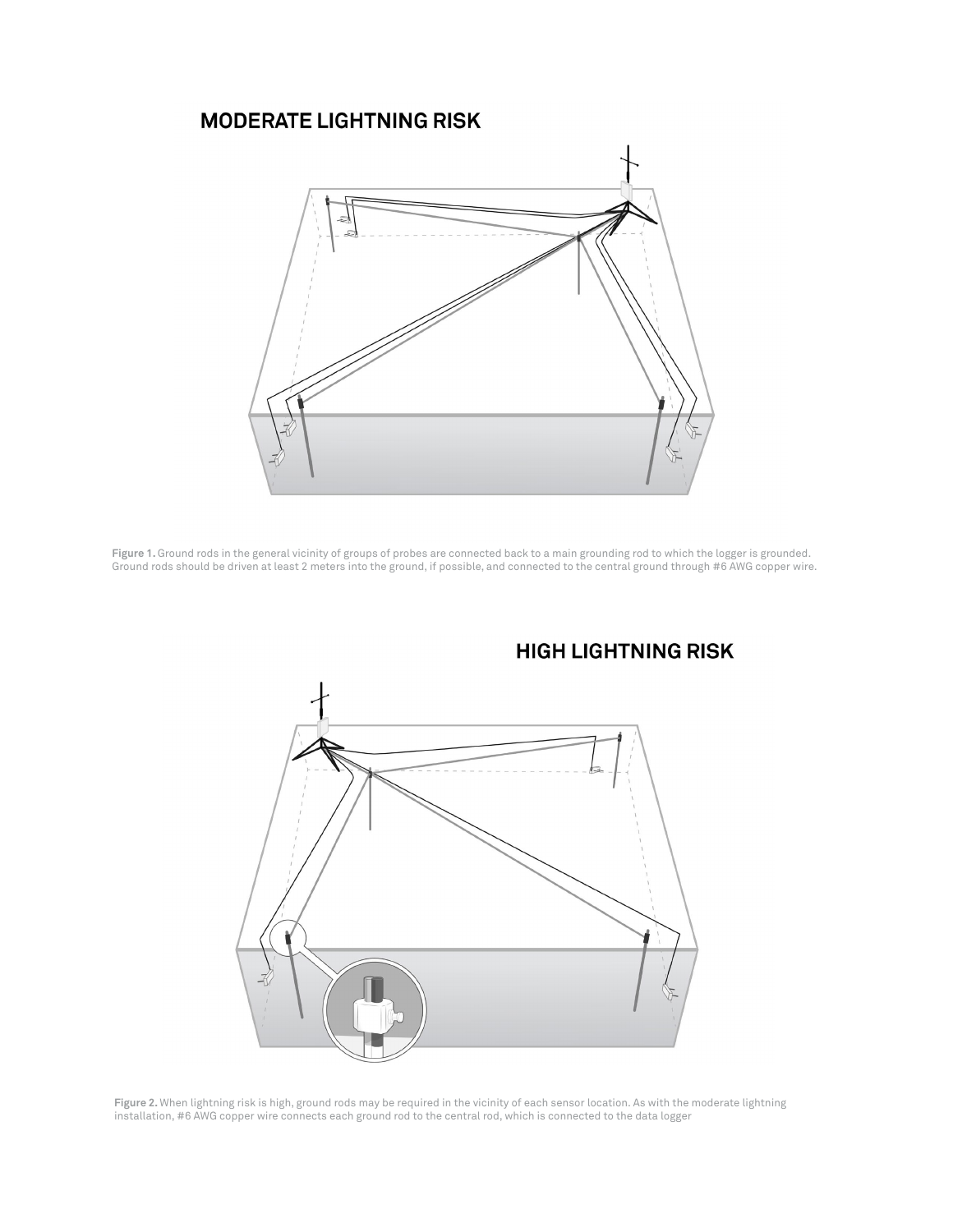## MODERATE LIGHTNING RISK

**Figure 1.** Ground rods in the general vicinity of groups of probes are connected back to a main grounding rod to which the logger is grounded. Ground rods should be driven at least 2 meters into the ground, if possible, and connected to the central ground through #6 AWG copper wire.

## HIGH LIGHTNING RISK

**Figure 2.** When lightning risk is high, ground rods may be required in the vicinity of each sensor location. As with the moderate lightning installation, #6 AWG copper wire connects each ground rod to the central rod, which is connected to the data logger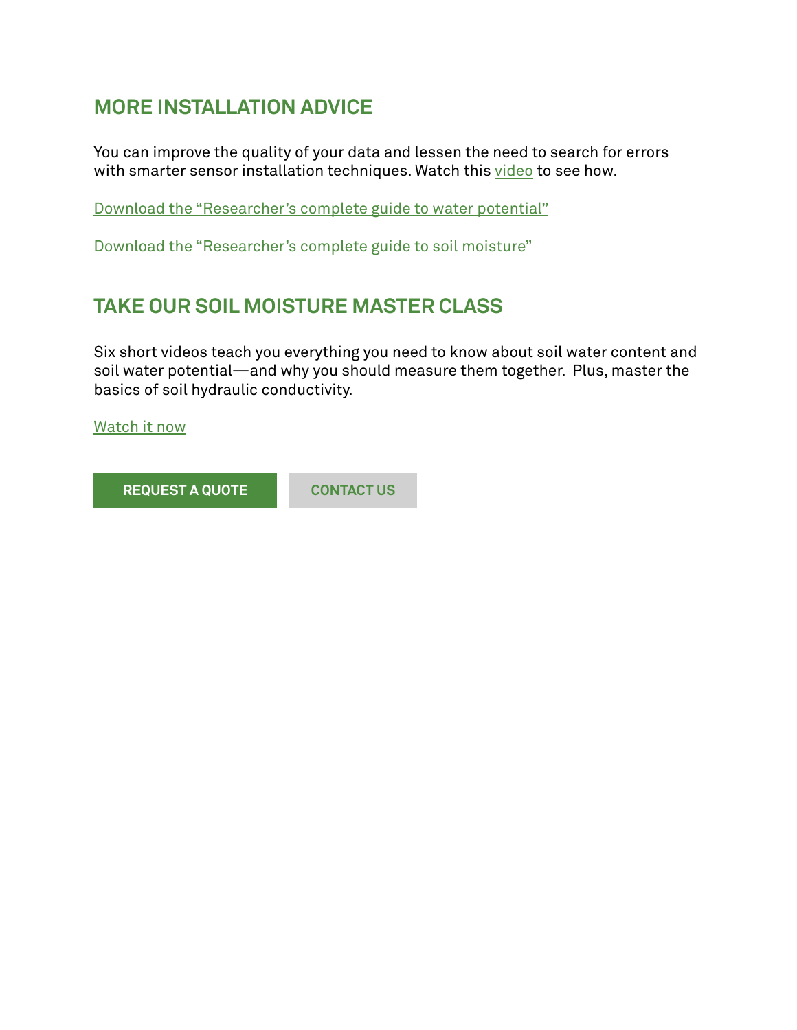## MORE INSTALLATION ADVICE

You can improve the quality of your data and lessen the need to search for errors with smarter sensor installation techniques. Watch this video to see how.

Download the “Researcher’s complete guide to water potential”

Download the “Researcher’s complete guide to soil moisture”

## TAKE OUR SOIL MOISTURE MASTER CLASS

Six short videos teach you everything you need to know about soil water content and soil water potential—and why you should measure them together. Plus, master the basics of soil hydraulic conductivity.

Watch it now

REQUEST A QUOTE

CONTACT US